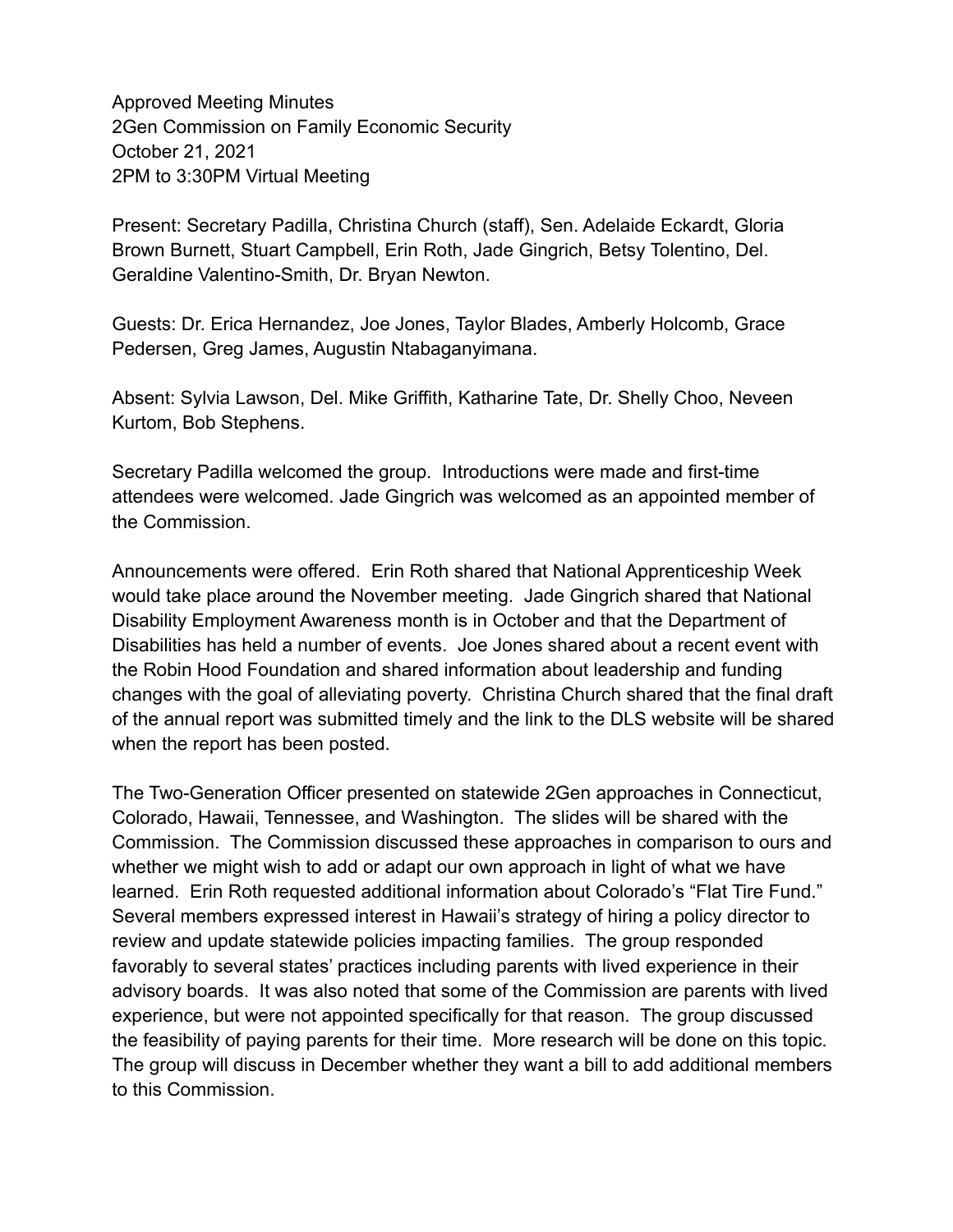Approved Meeting Minutes
2Gen Commission on Family Economic Security
October 21, 2021
2PM to 3:30PM Virtual Meeting

Present: Secretary Padilla, Christina Church (staff), Sen. Adelaide Eckardt, Gloria Brown Burnett, Stuart Campbell, Erin Roth, Jade Gingrich, Betsy Tolentino, Del. Geraldine Valentino-Smith, Dr. Bryan Newton.

Guests: Dr. Erica Hernandez, Joe Jones, Taylor Blades, Amberly Holcomb, Grace Pedersen, Greg James, Augustin Ntabaganyimana.

Absent: Sylvia Lawson, Del. Mike Griffith, Katharine Tate, Dr. Shelly Choo, Neveen Kurtom, Bob Stephens.

Secretary Padilla welcomed the group. Introductions were made and first-time attendees were welcomed. Jade Gingrich was welcomed as an appointed member of the Commission.

Announcements were offered. Erin Roth shared that National Apprenticeship Week would take place around the November meeting. Jade Gingrich shared that National Disability Employment Awareness month is in October and that the Department of Disabilities has held a number of events. Joe Jones shared about a recent event with the Robin Hood Foundation and shared information about leadership and funding changes with the goal of alleviating poverty. Christina Church shared that the final draft of the annual report was submitted timely and the link to the DLS website will be shared when the report has been posted.

The Two-Generation Officer presented on statewide 2Gen approaches in Connecticut, Colorado, Hawaii, Tennessee, and Washington. The slides will be shared with the Commission. The Commission discussed these approaches in comparison to ours and whether we might wish to add or adapt our own approach in light of what we have learned. Erin Roth requested additional information about Colorado's "Flat Tire Fund." Several members expressed interest in Hawaii's strategy of hiring a policy director to review and update statewide policies impacting families. The group responded favorably to several states' practices including parents with lived experience in their advisory boards. It was also noted that some of the Commission are parents with lived experience, but were not appointed specifically for that reason. The group discussed the feasibility of paying parents for their time. More research will be done on this topic. The group will discuss in December whether they want a bill to add additional members to this Commission.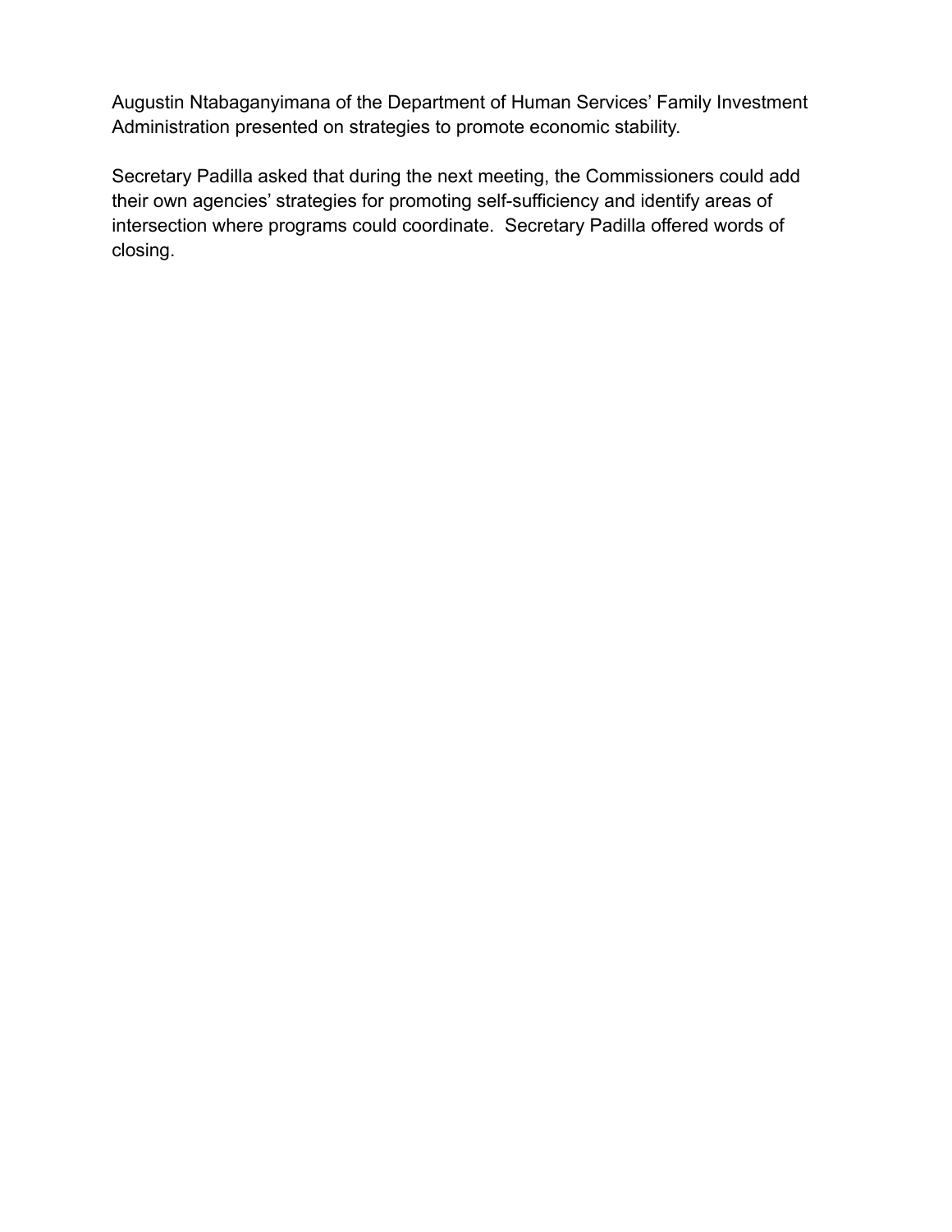Augustin Ntabaganyimana of the Department of Human Services' Family Investment Administration presented on strategies to promote economic stability.

Secretary Padilla asked that during the next meeting, the Commissioners could add their own agencies' strategies for promoting self-sufficiency and identify areas of intersection where programs could coordinate. Secretary Padilla offered words of closing.